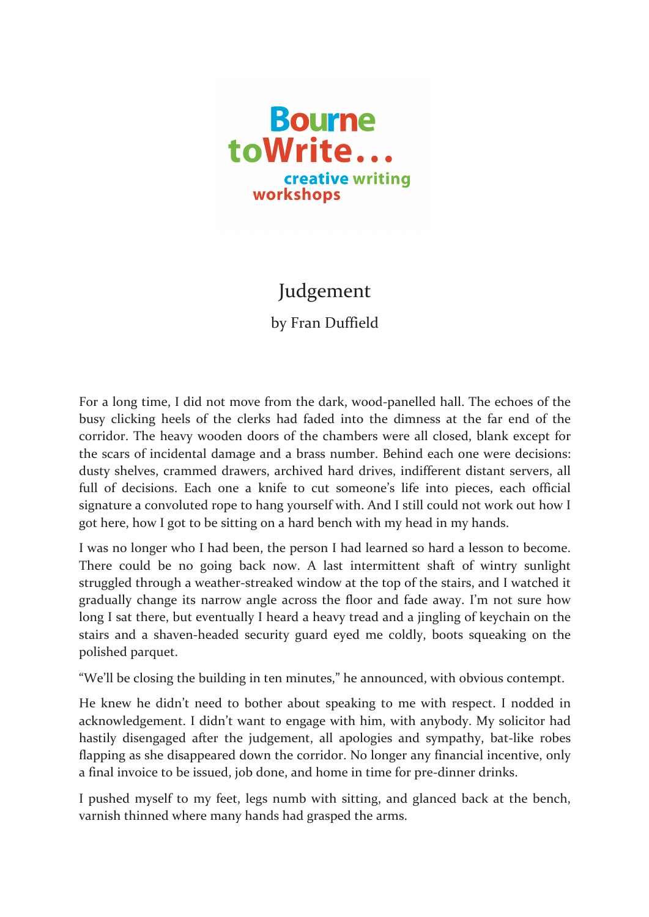Bourne toWrite... creative writing workshops

# Judgement

by Fran Duffield

For a long time, I did not move from the dark, wood-panelled hall. The echoes of the busy clicking heels of the clerks had faded into the dimness at the far end of the corridor. The heavy wooden doors of the chambers were all closed, blank except for the scars of incidental damage and a brass number. Behind each one were decisions: dusty shelves, crammed drawers, archived hard drives, indifferent distant servers, all full of decisions. Each one a knife to cut someone's life into pieces, each official signature a convoluted rope to hang yourself with. And I still could not work out how I got here, how I got to be sitting on a hard bench with my head in my hands.

I was no longer who I had been, the person I had learned so hard a lesson to become. There could be no going back now. A last intermittent shaft of wintry sunlight struggled through a weather-streaked window at the top of the stairs, and I watched it gradually change its narrow angle across the floor and fade away. I'm not sure how long I sat there, but eventually I heard a heavy tread and a jingling of keychain on the stairs and a shaven-headed security guard eyed me coldly, boots squeaking on the polished parquet.

"We'll be closing the building in ten minutes," he announced, with obvious contempt.

He knew he didn't need to bother about speaking to me with respect. I nodded in acknowledgement. I didn't want to engage with him, with anybody. My solicitor had hastily disengaged after the judgement, all apologies and sympathy, bat-like robes flapping as she disappeared down the corridor. No longer any financial incentive, only a final invoice to be issued, job done, and home in time for pre-dinner drinks.

I pushed myself to my feet, legs numb with sitting, and glanced back at the bench, varnish thinned where many hands had grasped the arms.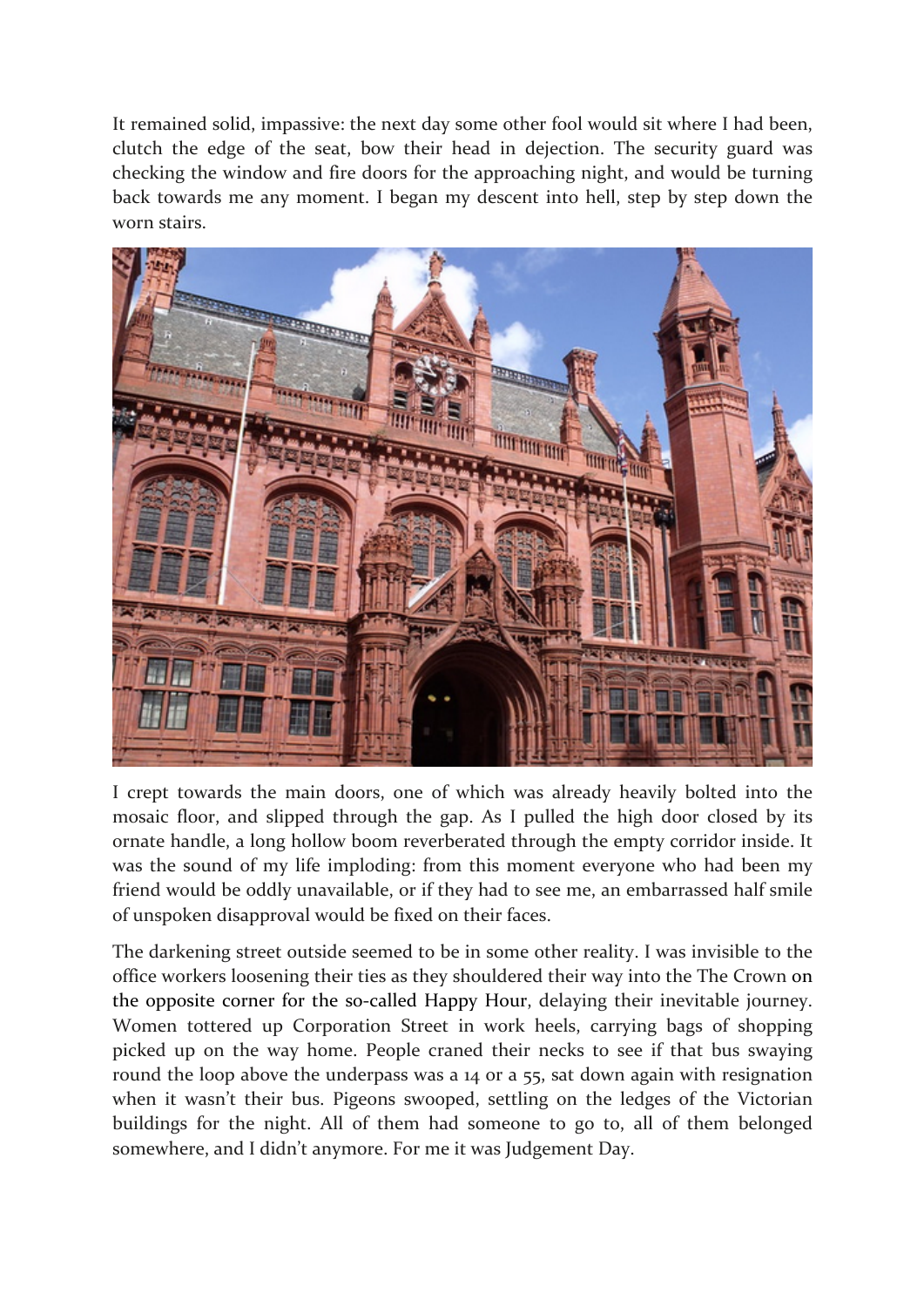It remained solid, impassive: the next day some other fool would sit where I had been, clutch the edge of the seat, bow their head in dejection. The security guard was checking the window and fire doors for the approaching night, and would be turning back towards me any moment. I began my descent into hell, step by step down the worn stairs.

I crept towards the main doors, one of which was already heavily bolted into the mosaic floor, and slipped through the gap. As I pulled the high door closed by its ornate handle, a long hollow boom reverberated through the empty corridor inside. It was the sound of my life imploding: from this moment everyone who had been my friend would be oddly unavailable, or if they had to see me, an embarrassed half smile of unspoken disapproval would be fixed on their faces.

The darkening street outside seemed to be in some other reality. I was invisible to the office workers loosening their ties as they shouldered their way into the The Crown on the opposite corner for the so-called Happy Hour, delaying their inevitable journey. Women tottered up Corporation Street in work heels, carrying bags of shopping picked up on the way home. People craned their necks to see if that bus swaying round the loop above the underpass was a 14 or a 55, sat down again with resignation when it wasn't their bus. Pigeons swooped, settling on the ledges of the Victorian buildings for the night. All of them had someone to go to, all of them belonged somewhere, and I didn't anymore. For me it was Judgement Day.